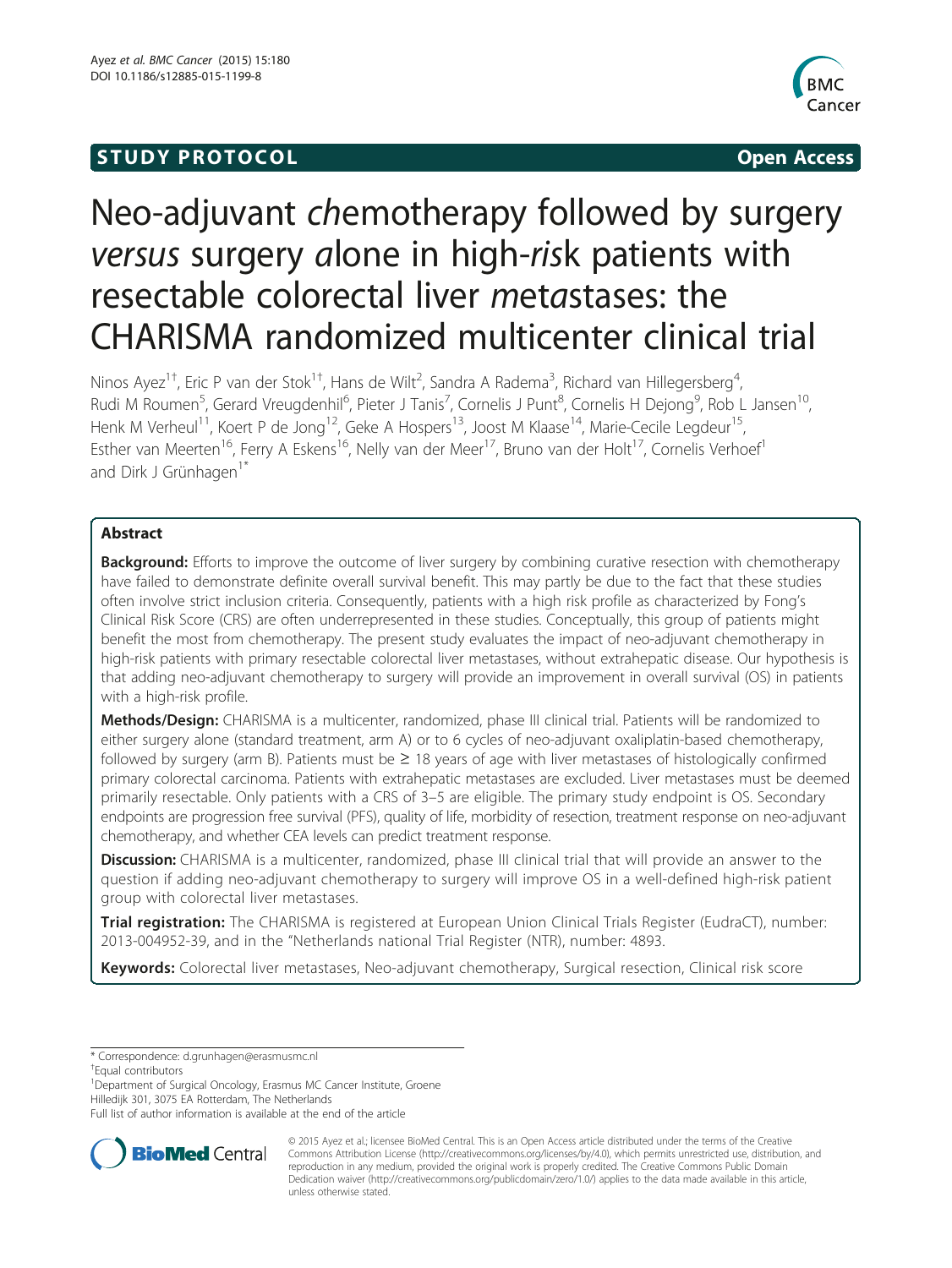**STUDY PROTOCOL** **Open Access**

# Neo-adjuvant *ch*emotherapy followed by surgery *versus* surgery *a*lone in high-*ris*k patients with resectable colorectal liver *meta*stases: the CHARISMA randomized multicenter clinical trial

Ninos Ayez[1†], Eric P van der Stok[1†], Hans de Wilt[2], Sandra A Radema[3], Richard van Hillegersberg[4], Rudi M Roumen[5], Gerard Vreugdenhil[6], Pieter J Tanis[7], Cornelis J Punt[8], Cornelis H Dejong[9], Rob L Jansen[10], Henk M Verheul[11], Koert P de Jong[12], Geke A Hospers[13], Joost M Klaase[14], Marie-Cecile Legdeur[15], Esther van Meerten[16], Ferry A Eskens[16], Nelly van der Meer[17], Bruno van der Holt[17], Cornelis Verhoef[1] and Dirk J Grünhagen[1*]

## Abstract

**Background:** Efforts to improve the outcome of liver surgery by combining curative resection with chemotherapy have failed to demonstrate definite overall survival benefit. This may partly be due to the fact that these studies often involve strict inclusion criteria. Consequently, patients with a high risk profile as characterized by Fong's Clinical Risk Score (CRS) are often underrepresented in these studies. Conceptually, this group of patients might benefit the most from chemotherapy. The present study evaluates the impact of neo-adjuvant chemotherapy in high-risk patients with primary resectable colorectal liver metastases, without extrahepatic disease. Our hypothesis is that adding neo-adjuvant chemotherapy to surgery will provide an improvement in overall survival (OS) in patients with a high-risk profile.

**Methods/Design:** CHARISMA is a multicenter, randomized, phase III clinical trial. Patients will be randomized to either surgery alone (standard treatment, arm A) or to 6 cycles of neo-adjuvant oxaliplatin-based chemotherapy, followed by surgery (arm B). Patients must be ≥ 18 years of age with liver metastases of histologically confirmed primary colorectal carcinoma. Patients with extrahepatic metastases are excluded. Liver metastases must be deemed primarily resectable. Only patients with a CRS of 3–5 are eligible. The primary study endpoint is OS. Secondary endpoints are progression free survival (PFS), quality of life, morbidity of resection, treatment response on neo-adjuvant chemotherapy, and whether CEA levels can predict treatment response.

**Discussion:** CHARISMA is a multicenter, randomized, phase III clinical trial that will provide an answer to the question if adding neo-adjuvant chemotherapy to surgery will improve OS in a well-defined high-risk patient group with colorectal liver metastases.

**Trial registration:** The CHARISMA is registered at European Union Clinical Trials Register (EudraCT), number: 2013-004952-39, and in the "Netherlands national Trial Register (NTR), number: 4893.

**Keywords:** Colorectal liver metastases, Neo-adjuvant chemotherapy, Surgical resection, Clinical risk score

---

\* Correspondence: d.grunhagen@erasmusmc.nl

†Equal contributors

[1]Department of Surgical Oncology, Erasmus MC Cancer Institute, Groene Hilledijk 301, 3075 EA Rotterdam, The Netherlands

Full list of author information is available at the end of the article

© 2015 Ayez et al.; licensee BioMed Central. This is an Open Access article distributed under the terms of the Creative Commons Attribution License (http://creativecommons.org/licenses/by/4.0), which permits unrestricted use, distribution, and reproduction in any medium, provided the original work is properly credited. The Creative Commons Public Domain Dedication waiver (http://creativecommons.org/publicdomain/zero/1.0/) applies to the data made available in this article, unless otherwise stated.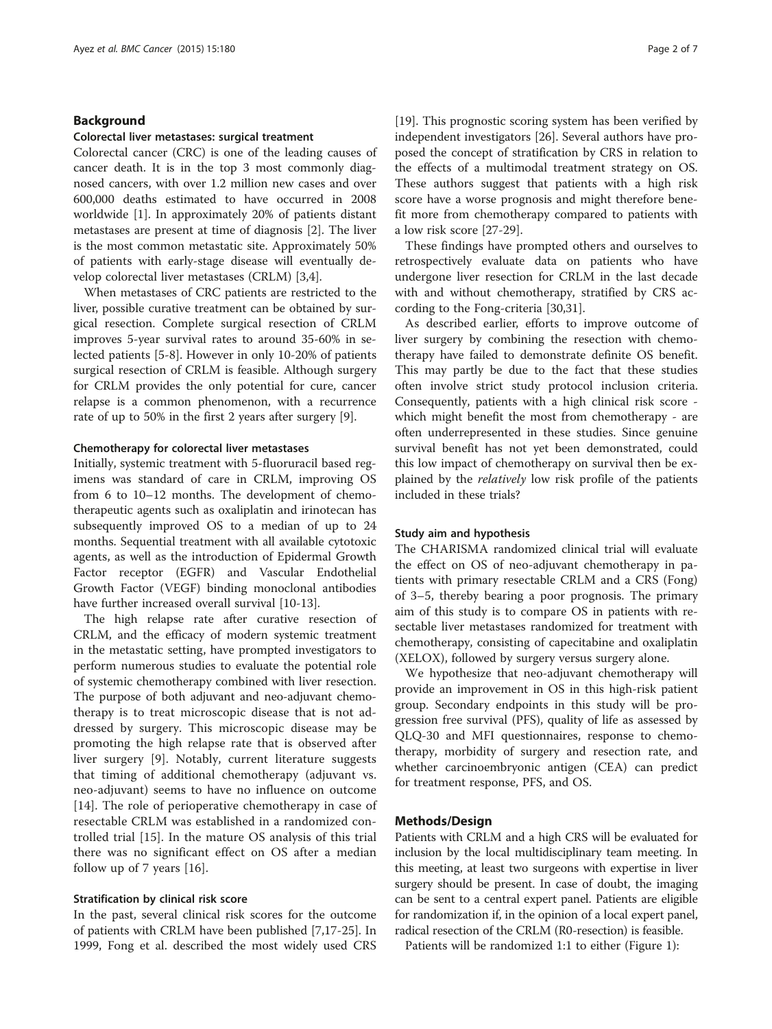## Background

### Colorectal liver metastases: surgical treatment

Colorectal cancer (CRC) is one of the leading causes of cancer death. It is in the top 3 most commonly diagnosed cancers, with over 1.2 million new cases and over 600,000 deaths estimated to have occurred in 2008 worldwide [1]. In approximately 20% of patients distant metastases are present at time of diagnosis [2]. The liver is the most common metastatic site. Approximately 50% of patients with early-stage disease will eventually develop colorectal liver metastases (CRLM) [3,4].

When metastases of CRC patients are restricted to the liver, possible curative treatment can be obtained by surgical resection. Complete surgical resection of CRLM improves 5-year survival rates to around 35-60% in selected patients [5-8]. However in only 10-20% of patients surgical resection of CRLM is feasible. Although surgery for CRLM provides the only potential for cure, cancer relapse is a common phenomenon, with a recurrence rate of up to 50% in the first 2 years after surgery [9].

### Chemotherapy for colorectal liver metastases

Initially, systemic treatment with 5-fluoruracil based regimens was standard of care in CRLM, improving OS from 6 to 10–12 months. The development of chemotherapeutic agents such as oxaliplatin and irinotecan has subsequently improved OS to a median of up to 24 months. Sequential treatment with all available cytotoxic agents, as well as the introduction of Epidermal Growth Factor receptor (EGFR) and Vascular Endothelial Growth Factor (VEGF) binding monoclonal antibodies have further increased overall survival [10-13].

The high relapse rate after curative resection of CRLM, and the efficacy of modern systemic treatment in the metastatic setting, have prompted investigators to perform numerous studies to evaluate the potential role of systemic chemotherapy combined with liver resection. The purpose of both adjuvant and neo-adjuvant chemotherapy is to treat microscopic disease that is not addressed by surgery. This microscopic disease may be promoting the high relapse rate that is observed after liver surgery [9]. Notably, current literature suggests that timing of additional chemotherapy (adjuvant vs. neo-adjuvant) seems to have no influence on outcome [14]. The role of perioperative chemotherapy in case of resectable CRLM was established in a randomized controlled trial [15]. In the mature OS analysis of this trial there was no significant effect on OS after a median follow up of 7 years [16].

### Stratification by clinical risk score

In the past, several clinical risk scores for the outcome of patients with CRLM have been published [7,17-25]. In 1999, Fong et al. described the most widely used CRS [19]. This prognostic scoring system has been verified by independent investigators [26]. Several authors have proposed the concept of stratification by CRS in relation to the effects of a multimodal treatment strategy on OS. These authors suggest that patients with a high risk score have a worse prognosis and might therefore benefit more from chemotherapy compared to patients with a low risk score [27-29].

These findings have prompted others and ourselves to retrospectively evaluate data on patients who have undergone liver resection for CRLM in the last decade with and without chemotherapy, stratified by CRS according to the Fong-criteria [30,31].

As described earlier, efforts to improve outcome of liver surgery by combining the resection with chemotherapy have failed to demonstrate definite OS benefit. This may partly be due to the fact that these studies often involve strict study protocol inclusion criteria. Consequently, patients with a high clinical risk score - which might benefit the most from chemotherapy - are often underrepresented in these studies. Since genuine survival benefit has not yet been demonstrated, could this low impact of chemotherapy on survival then be explained by the *relatively* low risk profile of the patients included in these trials?

### Study aim and hypothesis

The CHARISMA randomized clinical trial will evaluate the effect on OS of neo-adjuvant chemotherapy in patients with primary resectable CRLM and a CRS (Fong) of 3–5, thereby bearing a poor prognosis. The primary aim of this study is to compare OS in patients with resectable liver metastases randomized for treatment with chemotherapy, consisting of capecitabine and oxaliplatin (XELOX), followed by surgery versus surgery alone.

We hypothesize that neo-adjuvant chemotherapy will provide an improvement in OS in this high-risk patient group. Secondary endpoints in this study will be progression free survival (PFS), quality of life as assessed by QLQ-30 and MFI questionnaires, response to chemotherapy, morbidity of surgery and resection rate, and whether carcinoembryonic antigen (CEA) can predict for treatment response, PFS, and OS.

## Methods/Design

Patients with CRLM and a high CRS will be evaluated for inclusion by the local multidisciplinary team meeting. In this meeting, at least two surgeons with expertise in liver surgery should be present. In case of doubt, the imaging can be sent to a central expert panel. Patients are eligible for randomization if, in the opinion of a local expert panel, radical resection of the CRLM (R0-resection) is feasible.

Patients will be randomized 1:1 to either (Figure 1):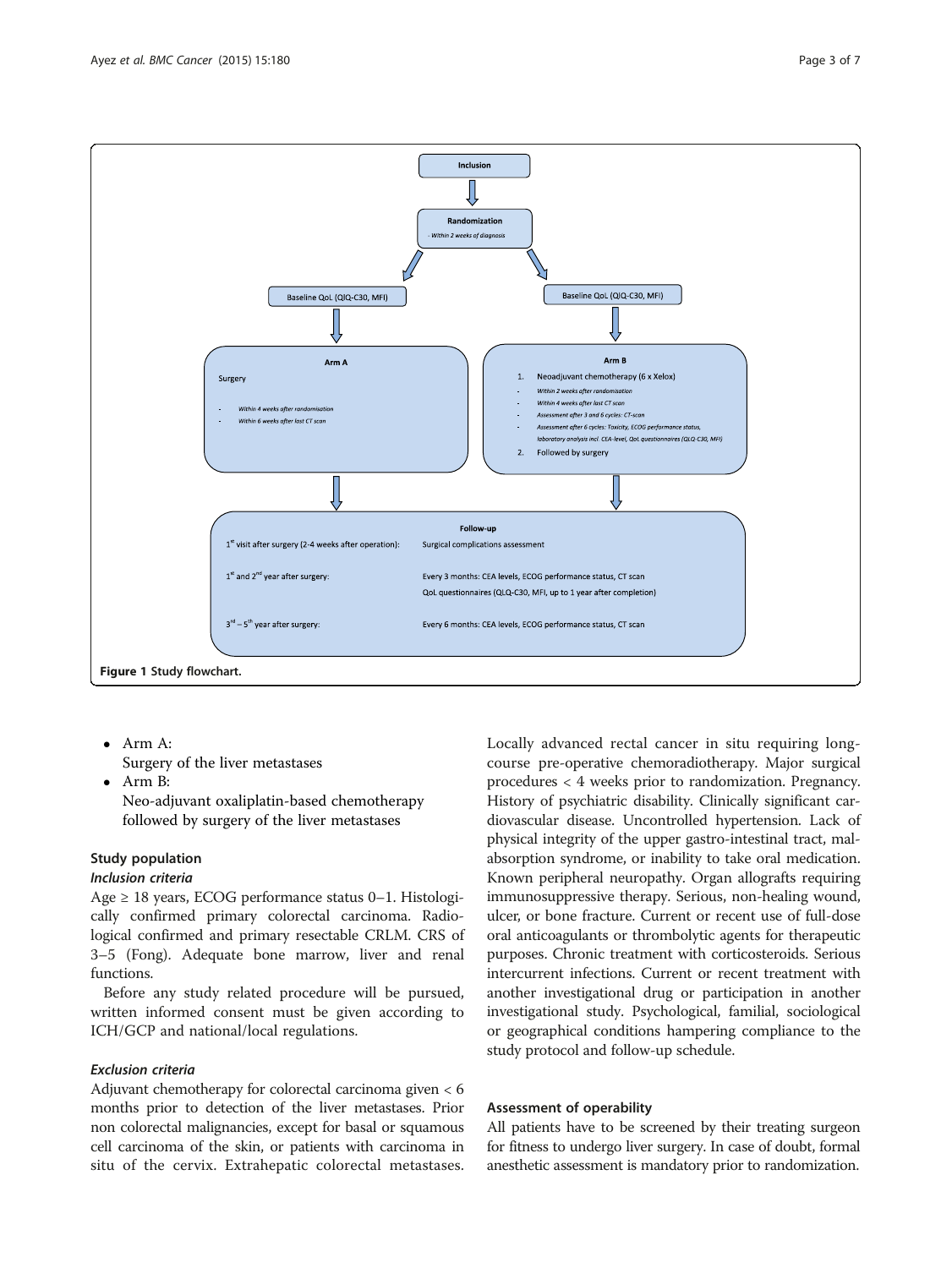Inclusion

Randomization

- Within 2 weeks of diagnosis

Baseline QoL (QIQ-C30, MFI)

Baseline QoL (QIQ-C30, MFI)

**Arm A**

Surgery

- Within 4 weeks after randomisation
- Within 6 weeks after last CT scan

**Arm B**

1. Neoadjuvant chemotherapy (6 x Xelox)
   - Within 2 weeks after randomisation
   - Within 4 weeks after last CT scan
   - Assessment after 3 and 6 cycles: CT-scan
   - Assessment after 6 cycles: Toxicity, ECOG performance status, laboratory analysis incl. CEA-level, QoL questionnaires (QLQ-C30, MFI)
2. Followed by surgery

**Follow-up**

| | |
|---|---|
| 1st visit after surgery (2-4 weeks after operation): | Surgical complications assessment |
| 1st and 2nd year after surgery: | Every 3 months: CEA levels, ECOG performance status, CT scan<br>QoL questionnaires (QLQ-C30, MFI, up to 1 year after completion) |
| 3rd – 5th year after surgery: | Every 6 months: CEA levels, ECOG performance status, CT scan |

**Figure 1** Study flowchart.

- Arm A:
  Surgery of the liver metastases
- Arm B:
  Neo-adjuvant oxaliplatin-based chemotherapy followed by surgery of the liver metastases

## Study population

### *Inclusion criteria*

Age ≥ 18 years, ECOG performance status 0–1. Histologically confirmed primary colorectal carcinoma. Radiological confirmed and primary resectable CRLM. CRS of 3–5 (Fong). Adequate bone marrow, liver and renal functions.

Before any study related procedure will be pursued, written informed consent must be given according to ICH/GCP and national/local regulations.

### *Exclusion criteria*

Adjuvant chemotherapy for colorectal carcinoma given < 6 months prior to detection of the liver metastases. Prior non colorectal malignancies, except for basal or squamous cell carcinoma of the skin, or patients with carcinoma in situ of the cervix. Extrahepatic colorectal metastases. Locally advanced rectal cancer in situ requiring long-course pre-operative chemoradiotherapy. Major surgical procedures < 4 weeks prior to randomization. Pregnancy. History of psychiatric disability. Clinically significant cardiovascular disease. Uncontrolled hypertension. Lack of physical integrity of the upper gastro-intestinal tract, malabsorption syndrome, or inability to take oral medication. Known peripheral neuropathy. Organ allografts requiring immunosuppressive therapy. Serious, non-healing wound, ulcer, or bone fracture. Current or recent use of full-dose oral anticoagulants or thrombolytic agents for therapeutic purposes. Chronic treatment with corticosteroids. Serious intercurrent infections. Current or recent treatment with another investigational drug or participation in another investigational study. Psychological, familial, sociological or geographical conditions hampering compliance to the study protocol and follow-up schedule.

## Assessment of operability

All patients have to be screened by their treating surgeon for fitness to undergo liver surgery. In case of doubt, formal anesthetic assessment is mandatory prior to randomization.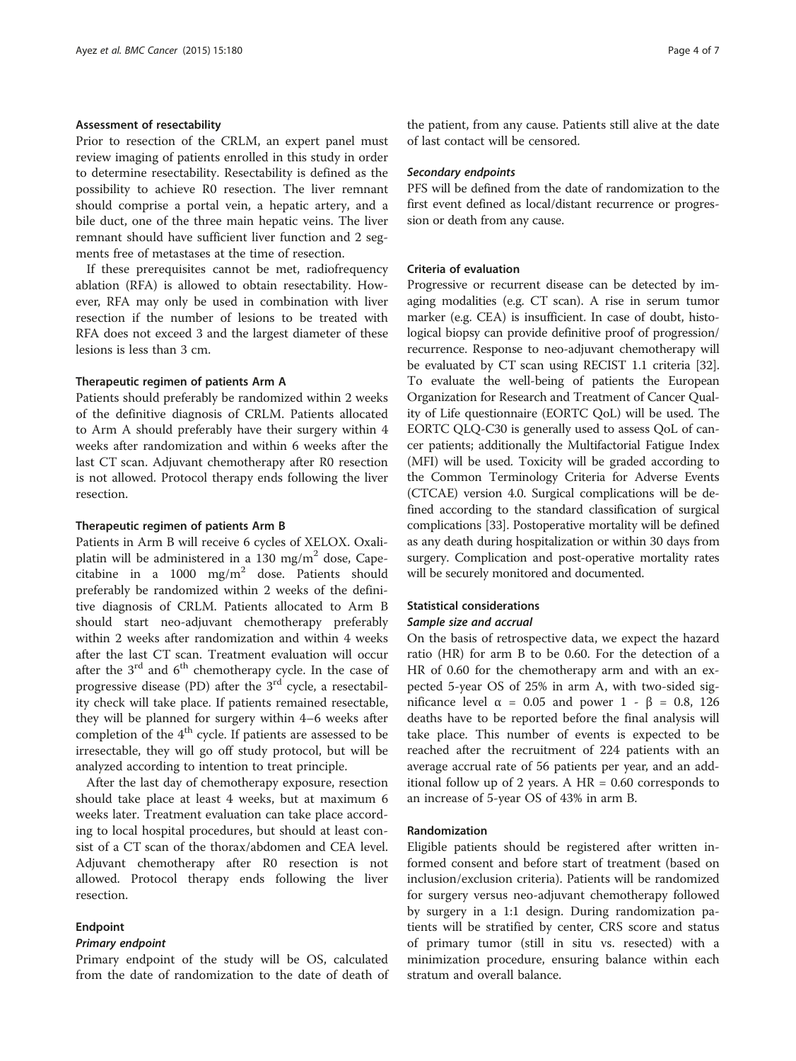#### Assessment of resectability

Prior to resection of the CRLM, an expert panel must review imaging of patients enrolled in this study in order to determine resectability. Resectability is defined as the possibility to achieve R0 resection. The liver remnant should comprise a portal vein, a hepatic artery, and a bile duct, one of the three main hepatic veins. The liver remnant should have sufficient liver function and 2 segments free of metastases at the time of resection.

If these prerequisites cannot be met, radiofrequency ablation (RFA) is allowed to obtain resectability. However, RFA may only be used in combination with liver resection if the number of lesions to be treated with RFA does not exceed 3 and the largest diameter of these lesions is less than 3 cm.

#### Therapeutic regimen of patients Arm A

Patients should preferably be randomized within 2 weeks of the definitive diagnosis of CRLM. Patients allocated to Arm A should preferably have their surgery within 4 weeks after randomization and within 6 weeks after the last CT scan. Adjuvant chemotherapy after R0 resection is not allowed. Protocol therapy ends following the liver resection.

#### Therapeutic regimen of patients Arm B

Patients in Arm B will receive 6 cycles of XELOX. Oxaliplatin will be administered in a 130 $mg/m^2$ dose, Capecitabine in a 1000 $mg/m^2$ dose. Patients should preferably be randomized within 2 weeks of the definitive diagnosis of CRLM. Patients allocated to Arm B should start neo-adjuvant chemotherapy preferably within 2 weeks after randomization and within 4 weeks after the last CT scan. Treatment evaluation will occur after the 3rd and 6th chemotherapy cycle. In the case of progressive disease (PD) after the 3rd cycle, a resectability check will take place. If patients remained resectable, they will be planned for surgery within 4–6 weeks after completion of the 4th cycle. If patients are assessed to be irresectable, they will go off study protocol, but will be analyzed according to intention to treat principle.

After the last day of chemotherapy exposure, resection should take place at least 4 weeks, but at maximum 6 weeks later. Treatment evaluation can take place according to local hospital procedures, but should at least consist of a CT scan of the thorax/abdomen and CEA level. Adjuvant chemotherapy after R0 resection is not allowed. Protocol therapy ends following the liver resection.

#### Endpoint

##### *Primary endpoint*

Primary endpoint of the study will be OS, calculated from the date of randomization to the date of death of the patient, from any cause. Patients still alive at the date of last contact will be censored.

##### *Secondary endpoints*

PFS will be defined from the date of randomization to the first event defined as local/distant recurrence or progression or death from any cause.

#### Criteria of evaluation

Progressive or recurrent disease can be detected by imaging modalities (e.g. CT scan). A rise in serum tumor marker (e.g. CEA) is insufficient. In case of doubt, histological biopsy can provide definitive proof of progression/recurrence. Response to neo-adjuvant chemotherapy will be evaluated by CT scan using RECIST 1.1 criteria [32]. To evaluate the well-being of patients the European Organization for Research and Treatment of Cancer Quality of Life questionnaire (EORTC QoL) will be used. The EORTC QLQ-C30 is generally used to assess QoL of cancer patients; additionally the Multifactorial Fatigue Index (MFI) will be used. Toxicity will be graded according to the Common Terminology Criteria for Adverse Events (CTCAE) version 4.0. Surgical complications will be defined according to the standard classification of surgical complications [33]. Postoperative mortality will be defined as any death during hospitalization or within 30 days from surgery. Complication and post-operative mortality rates will be securely monitored and documented.

#### Statistical considerations

##### *Sample size and accrual*

On the basis of retrospective data, we expect the hazard ratio (HR) for arm B to be 0.60. For the detection of a HR of 0.60 for the chemotherapy arm and with an expected 5-year OS of 25% in arm A, with two-sided significance level $\alpha$ = 0.05 and power $1 - \beta$ = 0.8, 126 deaths have to be reported before the final analysis will take place. This number of events is expected to be reached after the recruitment of 224 patients with an average accrual rate of 56 patients per year, and an additional follow up of 2 years. A HR = 0.60 corresponds to an increase of 5-year OS of 43% in arm B.

#### Randomization

Eligible patients should be registered after written informed consent and before start of treatment (based on inclusion/exclusion criteria). Patients will be randomized for surgery versus neo-adjuvant chemotherapy followed by surgery in a 1:1 design. During randomization patients will be stratified by center, CRS score and status of primary tumor (still in situ vs. resected) with a minimization procedure, ensuring balance within each stratum and overall balance.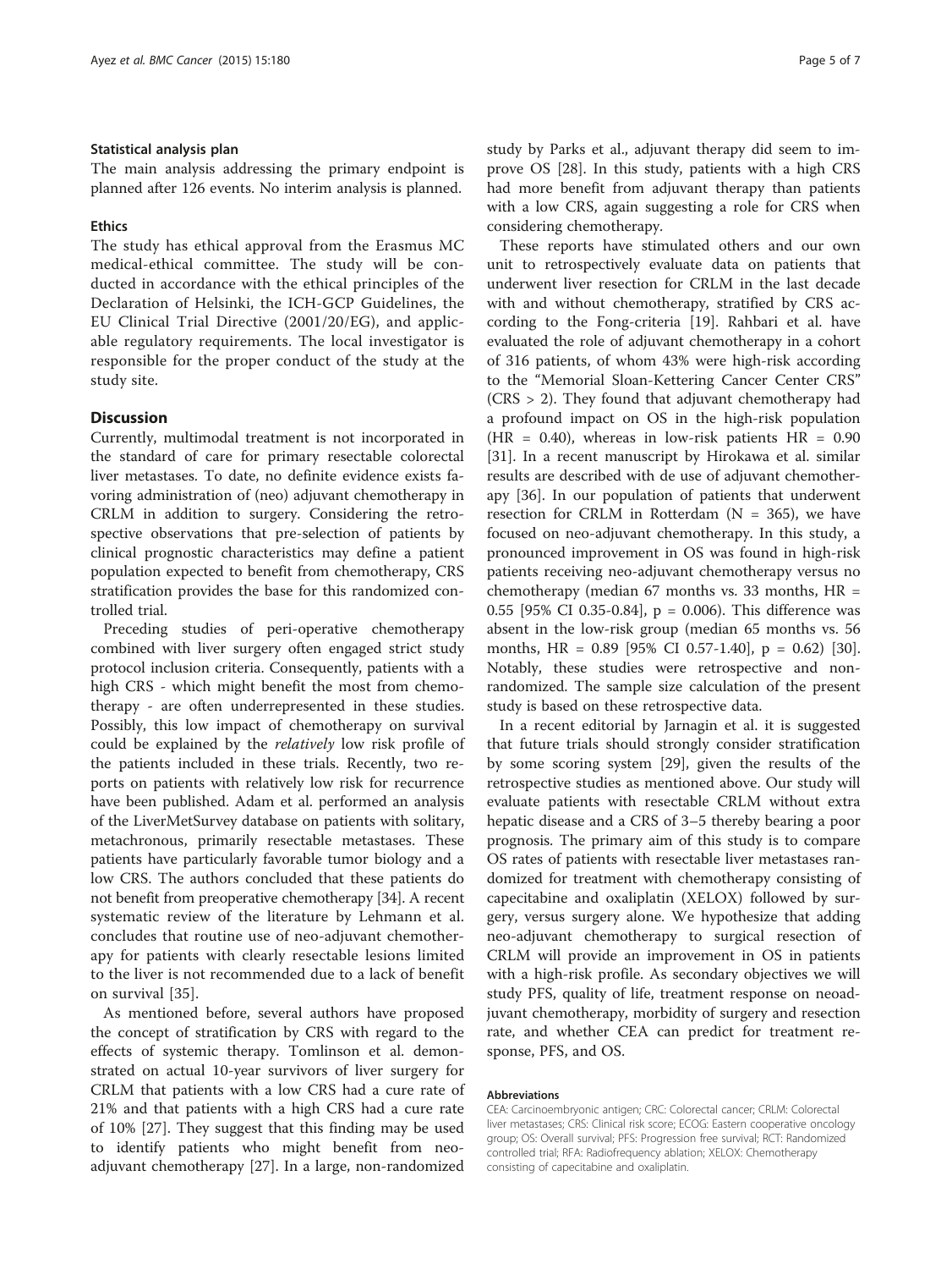### Statistical analysis plan

The main analysis addressing the primary endpoint is planned after 126 events. No interim analysis is planned.

### Ethics

The study has ethical approval from the Erasmus MC medical-ethical committee. The study will be conducted in accordance with the ethical principles of the Declaration of Helsinki, the ICH-GCP Guidelines, the EU Clinical Trial Directive (2001/20/EG), and applicable regulatory requirements. The local investigator is responsible for the proper conduct of the study at the study site.

## Discussion

Currently, multimodal treatment is not incorporated in the standard of care for primary resectable colorectal liver metastases. To date, no definite evidence exists favoring administration of (neo) adjuvant chemotherapy in CRLM in addition to surgery. Considering the retrospective observations that pre-selection of patients by clinical prognostic characteristics may define a patient population expected to benefit from chemotherapy, CRS stratification provides the base for this randomized controlled trial.

Preceding studies of peri-operative chemotherapy combined with liver surgery often engaged strict study protocol inclusion criteria. Consequently, patients with a high CRS - which might benefit the most from chemotherapy - are often underrepresented in these studies. Possibly, this low impact of chemotherapy on survival could be explained by the *relatively* low risk profile of the patients included in these trials. Recently, two reports on patients with relatively low risk for recurrence have been published. Adam et al. performed an analysis of the LiverMetSurvey database on patients with solitary, metachronous, primarily resectable metastases. These patients have particularly favorable tumor biology and a low CRS. The authors concluded that these patients do not benefit from preoperative chemotherapy [34]. A recent systematic review of the literature by Lehmann et al. concludes that routine use of neo-adjuvant chemotherapy for patients with clearly resectable lesions limited to the liver is not recommended due to a lack of benefit on survival [35].

As mentioned before, several authors have proposed the concept of stratification by CRS with regard to the effects of systemic therapy. Tomlinson et al. demonstrated on actual 10-year survivors of liver surgery for CRLM that patients with a low CRS had a cure rate of 21% and that patients with a high CRS had a cure rate of 10% [27]. They suggest that this finding may be used to identify patients who might benefit from neo-adjuvant chemotherapy [27]. In a large, non-randomized study by Parks et al., adjuvant therapy did seem to improve OS [28]. In this study, patients with a high CRS had more benefit from adjuvant therapy than patients with a low CRS, again suggesting a role for CRS when considering chemotherapy.

These reports have stimulated others and our own unit to retrospectively evaluate data on patients that underwent liver resection for CRLM in the last decade with and without chemotherapy, stratified by CRS according to the Fong-criteria [19]. Rahbari et al. have evaluated the role of adjuvant chemotherapy in a cohort of 316 patients, of whom 43% were high-risk according to the "Memorial Sloan-Kettering Cancer Center CRS" (CRS > 2). They found that adjuvant chemotherapy had a profound impact on OS in the high-risk population (HR = 0.40), whereas in low-risk patients HR = 0.90 [31]. In a recent manuscript by Hirokawa et al. similar results are described with de use of adjuvant chemotherapy [36]. In our population of patients that underwent resection for CRLM in Rotterdam (N = 365), we have focused on neo-adjuvant chemotherapy. In this study, a pronounced improvement in OS was found in high-risk patients receiving neo-adjuvant chemotherapy versus no chemotherapy (median 67 months vs. 33 months, HR = 0.55 [95% CI 0.35-0.84], p = 0.006). This difference was absent in the low-risk group (median 65 months vs. 56 months, HR = 0.89 [95% CI 0.57-1.40], p = 0.62) [30]. Notably, these studies were retrospective and non-randomized. The sample size calculation of the present study is based on these retrospective data.

In a recent editorial by Jarnagin et al. it is suggested that future trials should strongly consider stratification by some scoring system [29], given the results of the retrospective studies as mentioned above. Our study will evaluate patients with resectable CRLM without extra hepatic disease and a CRS of 3–5 thereby bearing a poor prognosis. The primary aim of this study is to compare OS rates of patients with resectable liver metastases randomized for treatment with chemotherapy consisting of capecitabine and oxaliplatin (XELOX) followed by surgery, versus surgery alone. We hypothesize that adding neo-adjuvant chemotherapy to surgical resection of CRLM will provide an improvement in OS in patients with a high-risk profile. As secondary objectives we will study PFS, quality of life, treatment response on neoadjuvant chemotherapy, morbidity of surgery and resection rate, and whether CEA can predict for treatment response, PFS, and OS.

### Abbreviations

CEA: Carcinoembryonic antigen; CRC: Colorectal cancer; CRLM: Colorectal liver metastases; CRS: Clinical risk score; ECOG: Eastern cooperative oncology group; OS: Overall survival; PFS: Progression free survival; RCT: Randomized controlled trial; RFA: Radiofrequency ablation; XELOX: Chemotherapy consisting of capecitabine and oxaliplatin.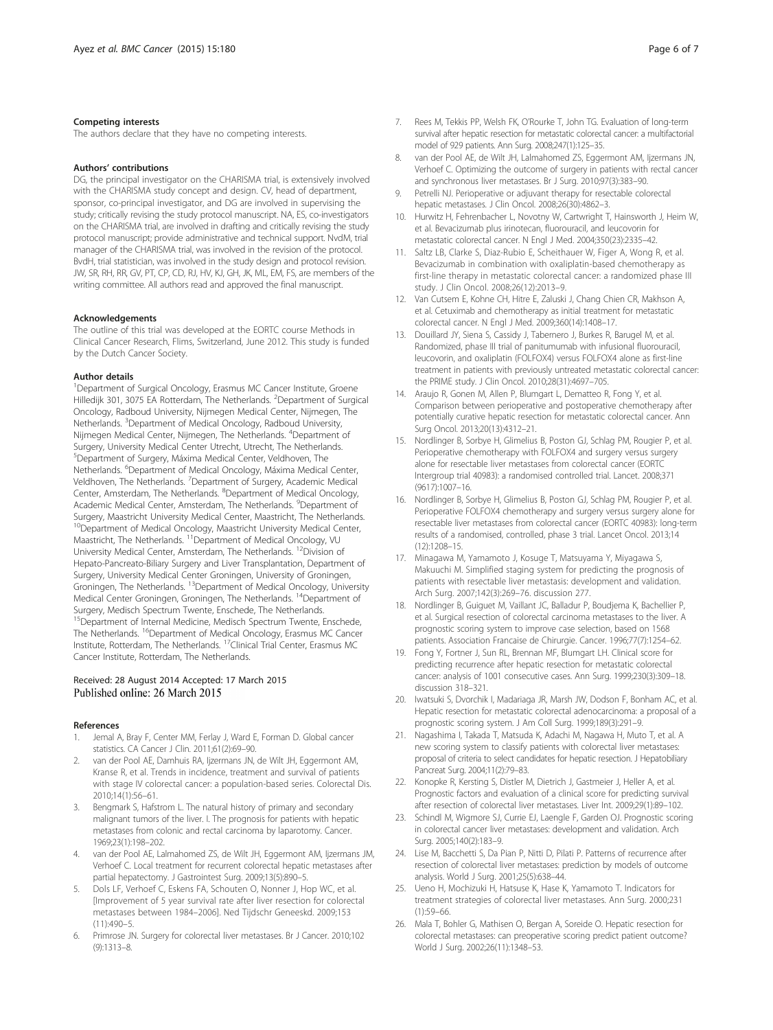### Competing interests

The authors declare that they have no competing interests.

### Authors' contributions

DG, the principal investigator on the CHARISMA trial, is extensively involved with the CHARISMA study concept and design. CV, head of department, sponsor, co-principal investigator, and DG are involved in supervising the study; critically revising the study protocol manuscript. NA, ES, co-investigators on the CHARISMA trial, are involved in drafting and critically revising the study protocol manuscript; provide administrative and technical support. NvdM, trial manager of the CHARISMA trial, was involved in the revision of the protocol. BvdH, trial statistician, was involved in the study design and protocol revision. JW, SR, RH, RR, GV, PT, CP, CD, RJ, HV, KJ, GH, JK, ML, EM, FS, are members of the writing committee. All authors read and approved the final manuscript.

### Acknowledgements

The outline of this trial was developed at the EORTC course Methods in Clinical Cancer Research, Flims, Switzerland, June 2012. This study is funded by the Dutch Cancer Society.

### Author details

[1]Department of Surgical Oncology, Erasmus MC Cancer Institute, Groene Hilledijk 301, 3075 EA Rotterdam, The Netherlands. [2]Department of Surgical Oncology, Radboud University, Nijmegen Medical Center, Nijmegen, The Netherlands. [3]Department of Medical Oncology, Radboud University, Nijmegen Medical Center, Nijmegen, The Netherlands. [4]Department of Surgery, University Medical Center Utrecht, Utrecht, The Netherlands. [5]Department of Surgery, Máxima Medical Center, Veldhoven, The Netherlands. [6]Department of Medical Oncology, Máxima Medical Center, Veldhoven, The Netherlands. [7]Department of Surgery, Academic Medical Center, Amsterdam, The Netherlands. [8]Department of Medical Oncology, Academic Medical Center, Amsterdam, The Netherlands. [9]Department of Surgery, Maastricht University Medical Center, Maastricht, The Netherlands. [10]Department of Medical Oncology, Maastricht University Medical Center, Maastricht, The Netherlands. [11]Department of Medical Oncology, VU University Medical Center, Amsterdam, The Netherlands. [12]Division of Hepato-Pancreato-Biliary Surgery and Liver Transplantation, Department of Surgery, University Medical Center Groningen, University of Groningen, Groningen, The Netherlands. [13]Department of Medical Oncology, University Medical Center Groningen, Groningen, The Netherlands. [14]Department of Surgery, Medisch Spectrum Twente, Enschede, The Netherlands. [15]Department of Internal Medicine, Medisch Spectrum Twente, Enschede, The Netherlands. [16]Department of Medical Oncology, Erasmus MC Cancer Institute, Rotterdam, The Netherlands. [17]Clinical Trial Center, Erasmus MC Cancer Institute, Rotterdam, The Netherlands.

Received: 28 August 2014 Accepted: 17 March 2015
Published online: 26 March 2015

### References

1. Jemal A, Bray F, Center MM, Ferlay J, Ward E, Forman D. Global cancer statistics. CA Cancer J Clin. 2011;61(2):69–90.
2. van der Pool AE, Damhuis RA, Ijzermans JN, de Wilt JH, Eggermont AM, Kranse R, et al. Trends in incidence, treatment and survival of patients with stage IV colorectal cancer: a population-based series. Colorectal Dis. 2010;14(1):56–61.
3. Bengmark S, Hafstrom L. The natural history of primary and secondary malignant tumors of the liver. I. The prognosis for patients with hepatic metastases from colonic and rectal carcinoma by laparotomy. Cancer. 1969;23(1):198–202.
4. van der Pool AE, Lalmahomed ZS, de Wilt JH, Eggermont AM, Ijzermans JM, Verhoef C. Local treatment for recurrent colorectal hepatic metastases after partial hepatectomy. J Gastrointest Surg. 2009;13(5):890–5.
5. Dols LF, Verhoef C, Eskens FA, Schouten O, Nonner J, Hop WC, et al. [Improvement of 5 year survival rate after liver resection for colorectal metastases between 1984–2006]. Ned Tijdschr Geneeskd. 2009;153 (11):490–5.
6. Primrose JN. Surgery for colorectal liver metastases. Br J Cancer. 2010;102 (9):1313–8.
7. Rees M, Tekkis PP, Welsh FK, O'Rourke T, John TG. Evaluation of long-term survival after hepatic resection for metastatic colorectal cancer: a multifactorial model of 929 patients. Ann Surg. 2008;247(1):125–35.
8. van der Pool AE, de Wilt JH, Lalmahomed ZS, Eggermont AM, Ijzermans JN, Verhoef C. Optimizing the outcome of surgery in patients with rectal cancer and synchronous liver metastases. Br J Surg. 2010;97(3):383–90.
9. Petrelli NJ. Perioperative or adjuvant therapy for resectable colorectal hepatic metastases. J Clin Oncol. 2008;26(30):4862–3.
10. Hurwitz H, Fehrenbacher L, Novotny W, Cartwright T, Hainsworth J, Heim W, et al. Bevacizumab plus irinotecan, fluorouracil, and leucovorin for metastatic colorectal cancer. N Engl J Med. 2004;350(23):2335–42.
11. Saltz LB, Clarke S, Diaz-Rubio E, Scheithauer W, Figer A, Wong R, et al. Bevacizumab in combination with oxaliplatin-based chemotherapy as first-line therapy in metastatic colorectal cancer: a randomized phase III study. J Clin Oncol. 2008;26(12):2013–9.
12. Van Cutsem E, Kohne CH, Hitre E, Zaluski J, Chang Chien CR, Makhson A, et al. Cetuximab and chemotherapy as initial treatment for metastatic colorectal cancer. N Engl J Med. 2009;360(14):1408–17.
13. Douillard JY, Siena S, Cassidy J, Tabernero J, Burkes R, Barugel M, et al. Randomized, phase III trial of panitumumab with infusional fluorouracil, leucovorin, and oxaliplatin (FOLFOX4) versus FOLFOX4 alone as first-line treatment in patients with previously untreated metastatic colorectal cancer: the PRIME study. J Clin Oncol. 2010;28(31):4697–705.
14. Araujo R, Gonen M, Allen P, Blumgart L, Dematteo R, Fong Y, et al. Comparison between perioperative and postoperative chemotherapy after potentially curative hepatic resection for metastatic colorectal cancer. Ann Surg Oncol. 2013;20(13):4312–21.
15. Nordlinger B, Sorbye H, Glimelius B, Poston GJ, Schlag PM, Rougier P, et al. Perioperative chemotherapy with FOLFOX4 and surgery versus surgery alone for resectable liver metastases from colorectal cancer (EORTC Intergroup trial 40983): a randomised controlled trial. Lancet. 2008;371 (9617):1007–16.
16. Nordlinger B, Sorbye H, Glimelius B, Poston GJ, Schlag PM, Rougier P, et al. Perioperative FOLFOX4 chemotherapy and surgery versus surgery alone for resectable liver metastases from colorectal cancer (EORTC 40983): long-term results of a randomised, controlled, phase 3 trial. Lancet Oncol. 2013;14 (12):1208–15.
17. Minagawa M, Yamamoto J, Kosuge T, Matsuyama Y, Miyagawa S, Makuuchi M. Simplified staging system for predicting the prognosis of patients with resectable liver metastasis: development and validation. Arch Surg. 2007;142(3):269–76. discussion 277.
18. Nordlinger B, Guiguet M, Vaillant JC, Balladur P, Boudjema K, Bachellier P, et al. Surgical resection of colorectal carcinoma metastases to the liver. A prognostic scoring system to improve case selection, based on 1568 patients. Association Francaise de Chirurgie. Cancer. 1996;77(7):1254–62.
19. Fong Y, Fortner J, Sun RL, Brennan MF, Blumgart LH. Clinical score for predicting recurrence after hepatic resection for metastatic colorectal cancer: analysis of 1001 consecutive cases. Ann Surg. 1999;230(3):309–18. discussion 318–321.
20. Iwatsuki S, Dvorchik I, Madariaga JR, Marsh JW, Dodson F, Bonham AC, et al. Hepatic resection for metastatic colorectal adenocarcinoma: a proposal of a prognostic scoring system. J Am Coll Surg. 1999;189(3):291–9.
21. Nagashima I, Takada T, Matsuda K, Adachi M, Nagawa H, Muto T, et al. A new scoring system to classify patients with colorectal liver metastases: proposal of criteria to select candidates for hepatic resection. J Hepatobiliary Pancreat Surg. 2004;11(2):79–83.
22. Konopke R, Kersting S, Distler M, Dietrich J, Gastmeier J, Heller A, et al. Prognostic factors and evaluation of a clinical score for predicting survival after resection of colorectal liver metastases. Liver Int. 2009;29(1):89–102.
23. Schindl M, Wigmore SJ, Currie EJ, Laengle F, Garden OJ. Prognostic scoring in colorectal cancer liver metastases: development and validation. Arch Surg. 2005;140(2):183–9.
24. Lise M, Bacchetti S, Da Pian P, Nitti D, Pilati P. Patterns of recurrence after resection of colorectal liver metastases: prediction by models of outcome analysis. World J Surg. 2001;25(5):638–44.
25. Ueno H, Mochizuki H, Hatsuse K, Hase K, Yamamoto T. Indicators for treatment strategies of colorectal liver metastases. Ann Surg. 2000;231 (1):59–66.
26. Mala T, Bohler G, Mathisen O, Bergan A, Soreide O. Hepatic resection for colorectal metastases: can preoperative scoring predict patient outcome? World J Surg. 2002;26(11):1348–53.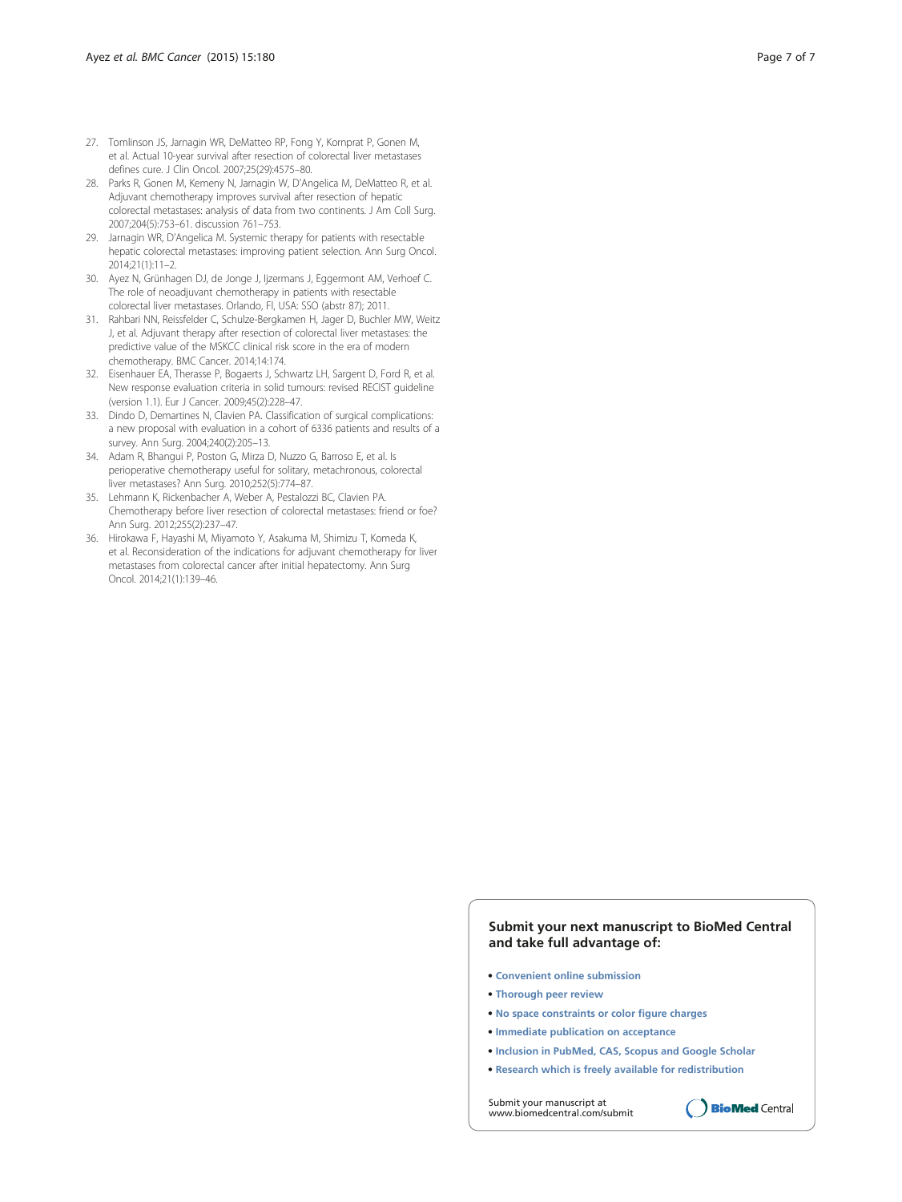27. Tomlinson JS, Jarnagin WR, DeMatteo RP, Fong Y, Kornprat P, Gonen M, et al. Actual 10-year survival after resection of colorectal liver metastases defines cure. J Clin Oncol. 2007;25(29):4575–80.
28. Parks R, Gonen M, Kemeny N, Jarnagin W, D'Angelica M, DeMatteo R, et al. Adjuvant chemotherapy improves survival after resection of hepatic colorectal metastases: analysis of data from two continents. J Am Coll Surg. 2007;204(5):753–61. discussion 761–753.
29. Jarnagin WR, D'Angelica M. Systemic therapy for patients with resectable hepatic colorectal metastases: improving patient selection. Ann Surg Oncol. 2014;21(1):11–2.
30. Ayez N, Grünhagen DJ, de Jonge J, Ijzermans J, Eggermont AM, Verhoef C. The role of neoadjuvant chemotherapy in patients with resectable colorectal liver metastases. Orlando, Fl, USA: SSO (abstr 87); 2011.
31. Rahbari NN, Reissfelder C, Schulze-Bergkamen H, Jager D, Buchler MW, Weitz J, et al. Adjuvant therapy after resection of colorectal liver metastases: the predictive value of the MSKCC clinical risk score in the era of modern chemotherapy. BMC Cancer. 2014;14:174.
32. Eisenhauer EA, Therasse P, Bogaerts J, Schwartz LH, Sargent D, Ford R, et al. New response evaluation criteria in solid tumours: revised RECIST guideline (version 1.1). Eur J Cancer. 2009;45(2):228–47.
33. Dindo D, Demartines N, Clavien PA. Classification of surgical complications: a new proposal with evaluation in a cohort of 6336 patients and results of a survey. Ann Surg. 2004;240(2):205–13.
34. Adam R, Bhangui P, Poston G, Mirza D, Nuzzo G, Barroso E, et al. Is perioperative chemotherapy useful for solitary, metachronous, colorectal liver metastases? Ann Surg. 2010;252(5):774–87.
35. Lehmann K, Rickenbacher A, Weber A, Pestalozzi BC, Clavien PA. Chemotherapy before liver resection of colorectal metastases: friend or foe? Ann Surg. 2012;255(2):237–47.
36. Hirokawa F, Hayashi M, Miyamoto Y, Asakuma M, Shimizu T, Komeda K, et al. Reconsideration of the indications for adjuvant chemotherapy for liver metastases from colorectal cancer after initial hepatectomy. Ann Surg Oncol. 2014;21(1):139–46.

**Submit your next manuscript to BioMed Central and take full advantage of:**

- **Convenient online submission**
- **Thorough peer review**
- **No space constraints or color figure charges**
- **Immediate publication on acceptance**
- **Inclusion in PubMed, CAS, Scopus and Google Scholar**
- **Research which is freely available for redistribution**

Submit your manuscript at
www.biomedcentral.com/submit

BioMed Central